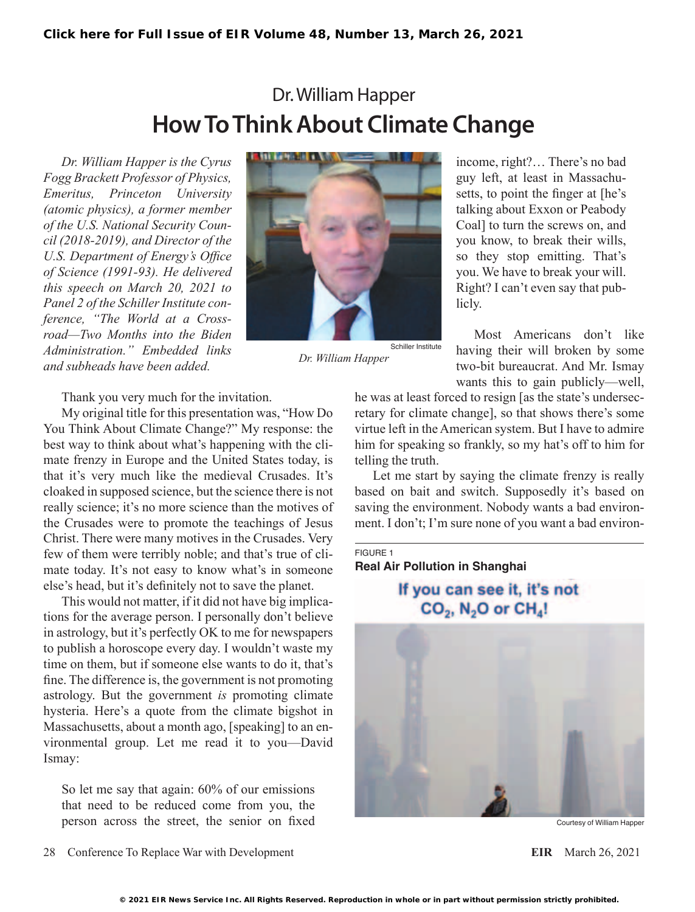Dr. William Happer

# How To Think About Climate Change

*Dr. William Happer is the Cyrus Fogg Brackett Professor of Physics, Emeritus, Princeton University (atomic physics), a former member of the U.S. National Security Council (2018-2019), and Director of the U.S. Department of Energy's Office of Science (1991-93). He delivered this speech on March 20, 2021 to Panel 2 of the Schiller Institute conference, "The World at a Crossroad—Two Months into the Biden Administration." Embedded links and subheads have been added.*

Schiller Institute

*Dr. William Happer*

Thank you very much for the invitation.

My original title for this presentation was, "How Do You Think About Climate Change?" My response: the best way to think about what's happening with the climate frenzy in Europe and the United States today, is that it's very much like the medieval Crusades. It's cloaked in supposed science, but the science there is not really science; it's no more science than the motives of the Crusades were to promote the teachings of Jesus Christ. There were many motives in the Crusades. Very few of them were terribly noble; and that's true of climate today. It's not easy to know what's in someone else's head, but it's definitely not to save the planet.

This would not matter, if it did not have big implications for the average person. I personally don't believe in astrology, but it's perfectly OK to me for newspapers to publish a horoscope every day. I wouldn't waste my time on them, but if someone else wants to do it, that's fine. The difference is, the government is not promoting astrology. But the government *is* promoting climate hysteria. Here's a quote from the climate bigshot in Massachusetts, about a month ago, [speaking] to an environmental group. Let me read it to you—David Ismay:

> So let me say that again: 60% of our emissions that need to be reduced come from you, the person across the street, the senior on fixed income, right?… There's no bad guy left, at least in Massachusetts, to point the finger at [he's talking about Exxon or Peabody Coal] to turn the screws on, and you know, to break their wills, so they stop emitting. That's you. We have to break your will. Right? I can't even say that publicly.

Most Americans don't like having their will broken by some two-bit bureaucrat. And Mr. Ismay wants this to gain publicly—well, he was at least forced to resign [as the state's undersecretary for climate change], so that shows there's some virtue left in the American system. But I have to admire him for speaking so frankly, so my hat's off to him for telling the truth.

Let me start by saying the climate frenzy is really based on bait and switch. Supposedly it's based on saving the environment. Nobody wants a bad environment. I don't; I'm sure none of you want a bad environ-

FIGURE 1
**Real Air Pollution in Shanghai**

If you can see it, it's not $CO_2$, $N_2O$ or $CH_4$!

Courtesy of William Happer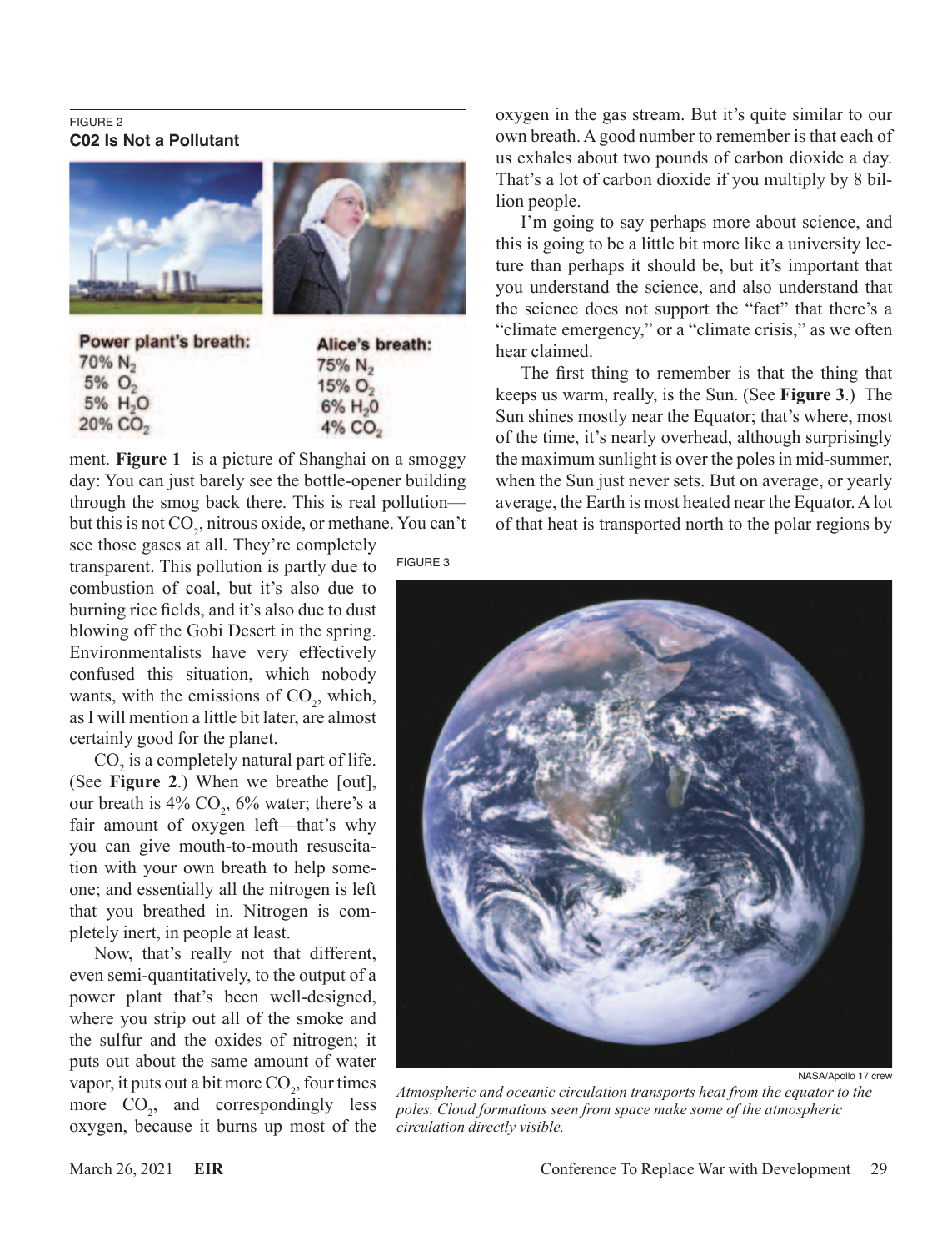FIGURE 2

**C02 Is Not a Pollutant**

**Power plant's breath:**
70% $N_2$
5% $O_2$
5% $H_2O$
20% $CO_2$

**Alice's breath:**
75% $N_2$
15% $O_2$
6% $H_2O$
4% $CO_2$

ment. **Figure 1** is a picture of Shanghai on a smoggy day: You can just barely see the bottle-opener building through the smog back there. This is real pollution—but this is not $CO_2$, nitrous oxide, or methane. You can't see those gases at all. They're completely transparent. This pollution is partly due to combustion of coal, but it's also due to burning rice fields, and it's also due to dust blowing off the Gobi Desert in the spring. Environmentalists have very effectively confused this situation, which nobody wants, with the emissions of $CO_2$, which, as I will mention a little bit later, are almost certainly good for the planet.

$CO_2$ is a completely natural part of life. (See **Figure 2**.) When we breathe [out], our breath is 4% $CO_2$, 6% water; there's a fair amount of oxygen left—that's why you can give mouth-to-mouth resuscitation with your own breath to help someone; and essentially all the nitrogen is left that you breathed in. Nitrogen is completely inert, in people at least.

Now, that's really not that different, even semi-quantitatively, to the output of a power plant that's been well-designed, where you strip out all of the smoke and the sulfur and the oxides of nitrogen; it puts out about the same amount of water vapor, it puts out a bit more $CO_2$, four times more $CO_2$, and correspondingly less oxygen, because it burns up most of the oxygen in the gas stream. But it's quite similar to our own breath. A good number to remember is that each of us exhales about two pounds of carbon dioxide a day. That's a lot of carbon dioxide if you multiply by 8 billion people.

I'm going to say perhaps more about science, and this is going to be a little bit more like a university lecture than perhaps it should be, but it's important that you understand the science, and also understand that the science does not support the "fact" that there's a "climate emergency," or a "climate crisis," as we often hear claimed.

The first thing to remember is that the thing that keeps us warm, really, is the Sun. (See **Figure 3**.) The Sun shines mostly near the Equator; that's where, most of the time, it's nearly overhead, although surprisingly the maximum sunlight is over the poles in mid-summer, when the Sun just never sets. But on average, or yearly average, the Earth is most heated near the Equator. A lot of that heat is transported north to the polar regions by

FIGURE 3

NASA/Apollo 17 crew

*Atmospheric and oceanic circulation transports heat from the equator to the poles. Cloud formations seen from space make some of the atmospheric circulation directly visible.*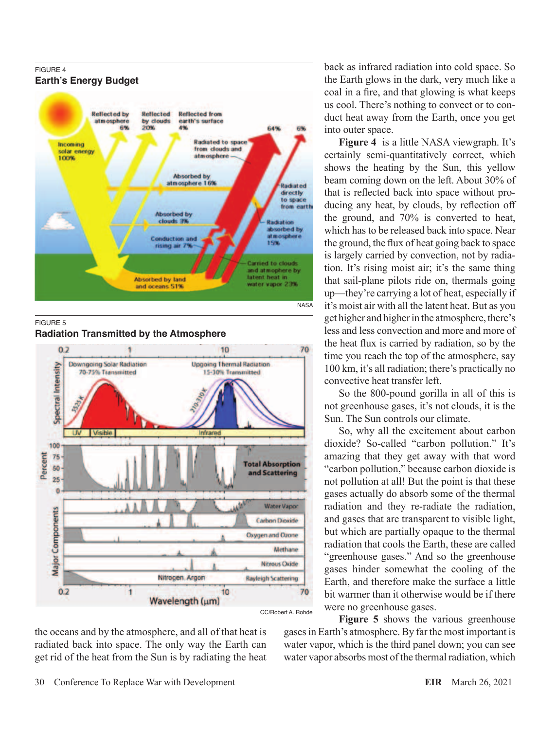FIGURE 4

**Earth's Energy Budget**

NASA

FIGURE 5

**Radiation Transmitted by the Atmosphere**

CC/Robert A. Rohde

the oceans and by the atmosphere, and all of that heat is radiated back into space. The only way the Earth can get rid of the heat from the Sun is by radiating the heat back as infrared radiation into cold space. So the Earth glows in the dark, very much like a coal in a fire, and that glowing is what keeps us cool. There's nothing to convect or to conduct heat away from the Earth, once you get into outer space.

**Figure 4** is a little NASA viewgraph. It's certainly semi-quantitatively correct, which shows the heating by the Sun, this yellow beam coming down on the left. About 30% of that is reflected back into space without producing any heat, by clouds, by reflection off the ground, and 70% is converted to heat, which has to be released back into space. Near the ground, the flux of heat going back to space is largely carried by convection, not by radiation. It's rising moist air; it's the same thing that sail-plane pilots ride on, thermals going up—they're carrying a lot of heat, especially if it's moist air with all the latent heat. But as you get higher and higher in the atmosphere, there's less and less convection and more and more of the heat flux is carried by radiation, so by the time you reach the top of the atmosphere, say 100 km, it's all radiation; there's practically no convective heat transfer left.

So the 800-pound gorilla in all of this is not greenhouse gases, it's not clouds, it is the Sun. The Sun controls our climate.

So, why all the excitement about carbon dioxide? So-called "carbon pollution." It's amazing that they get away with that word "carbon pollution," because carbon dioxide is not pollution at all! But the point is that these gases actually do absorb some of the thermal radiation and they re-radiate the radiation, and gases that are transparent to visible light, but which are partially opaque to the thermal radiation that cools the Earth, these are called "greenhouse gases." And so the greenhouse gases hinder somewhat the cooling of the Earth, and therefore make the surface a little bit warmer than it otherwise would be if there were no greenhouse gases.

**Figure 5** shows the various greenhouse gases in Earth's atmosphere. By far the most important is water vapor, which is the third panel down; you can see water vapor absorbs most of the thermal radiation, which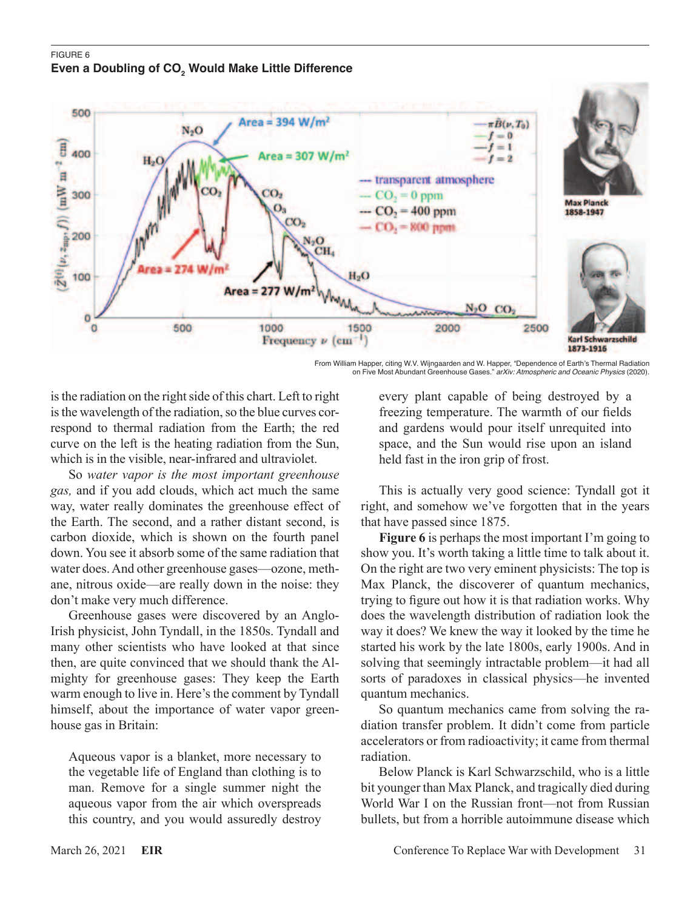FIGURE 6

**Even a Doubling of $CO_2$ Would Make Little Difference**

From William Happer, citing W.V. Wijngaarden and W. Happer, "Dependence of Earth's Thermal Radiation on Five Most Abundant Greenhouse Gases." *arXiv: Atmospheric and Oceanic Physics* (2020).

is the radiation on the right side of this chart. Left to right is the wavelength of the radiation, so the blue curves correspond to thermal radiation from the Earth; the red curve on the left is the heating radiation from the Sun, which is in the visible, near-infrared and ultraviolet.

So *water vapor is the most important greenhouse gas,* and if you add clouds, which act much the same way, water really dominates the greenhouse effect of the Earth. The second, and a rather distant second, is carbon dioxide, which is shown on the fourth panel down. You see it absorb some of the same radiation that water does. And other greenhouse gases—ozone, methane, nitrous oxide—are really down in the noise: they don't make very much difference.

Greenhouse gases were discovered by an Anglo-Irish physicist, John Tyndall, in the 1850s. Tyndall and many other scientists who have looked at that since then, are quite convinced that we should thank the Almighty for greenhouse gases: They keep the Earth warm enough to live in. Here's the comment by Tyndall himself, about the importance of water vapor greenhouse gas in Britain:

> Aqueous vapor is a blanket, more necessary to the vegetable life of England than clothing is to man. Remove for a single summer night the aqueous vapor from the air which overspreads this country, and you would assuredly destroy every plant capable of being destroyed by a freezing temperature. The warmth of our fields and gardens would pour itself unrequited into space, and the Sun would rise upon an island held fast in the iron grip of frost.

This is actually very good science: Tyndall got it right, and somehow we've forgotten that in the years that have passed since 1875.

**Figure 6** is perhaps the most important I'm going to show you. It's worth taking a little time to talk about it. On the right are two very eminent physicists: The top is Max Planck, the discoverer of quantum mechanics, trying to figure out how it is that radiation works. Why does the wavelength distribution of radiation look the way it does? We knew the way it looked by the time he started his work by the late 1800s, early 1900s. And in solving that seemingly intractable problem—it had all sorts of paradoxes in classical physics—he invented quantum mechanics.

So quantum mechanics came from solving the radiation transfer problem. It didn't come from particle accelerators or from radioactivity; it came from thermal radiation.

Below Planck is Karl Schwarzschild, who is a little bit younger than Max Planck, and tragically died during World War I on the Russian front—not from Russian bullets, but from a horrible autoimmune disease which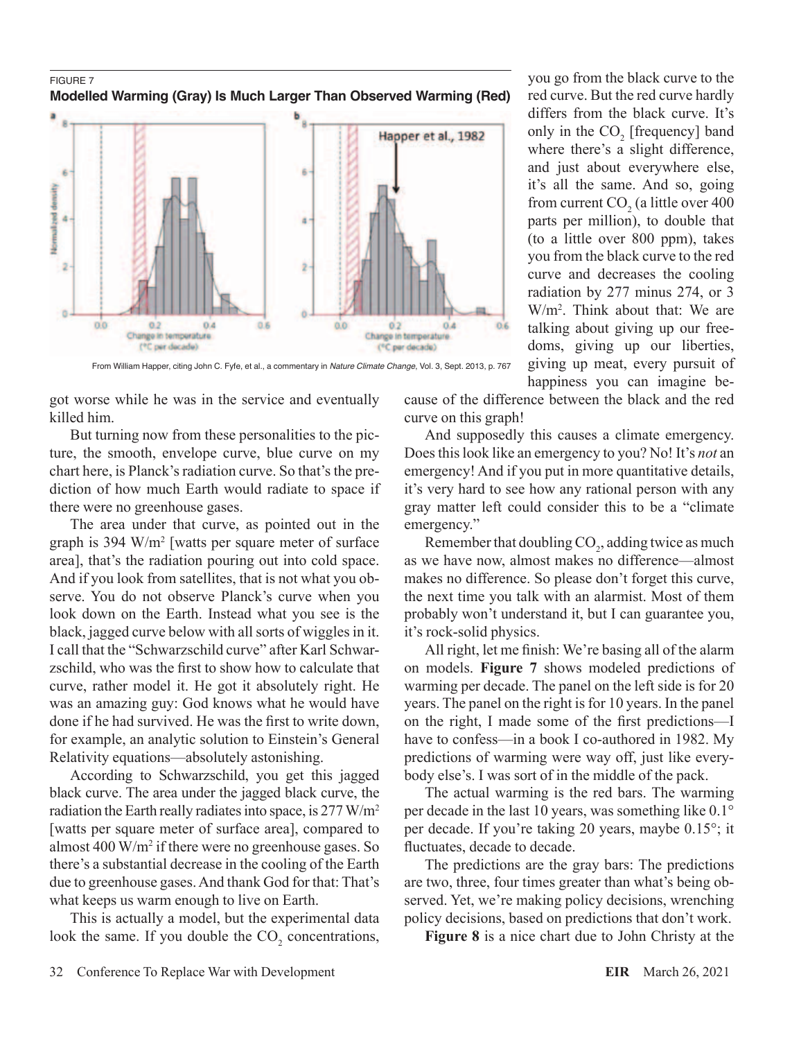FIGURE 7

**Modelled Warming (Gray) Is Much Larger Than Observed Warming (Red)**

From William Happer, citing John C. Fyfe, et al., a commentary in *Nature Climate Change*, Vol. 3, Sept. 2013, p. 767

got worse while he was in the service and eventually killed him.

But turning now from these personalities to the picture, the smooth, envelope curve, blue curve on my chart here, is Planck's radiation curve. So that's the prediction of how much Earth would radiate to space if there were no greenhouse gases.

The area under that curve, as pointed out in the graph is 394 W/m² [watts per square meter of surface area], that's the radiation pouring out into cold space. And if you look from satellites, that is not what you observe. You do not observe Planck's curve when you look down on the Earth. Instead what you see is the black, jagged curve below with all sorts of wiggles in it. I call that the "Schwarzschild curve" after Karl Schwarzschild, who was the first to show how to calculate that curve, rather model it. He got it absolutely right. He was an amazing guy: God knows what he would have done if he had survived. He was the first to write down, for example, an analytic solution to Einstein's General Relativity equations—absolutely astonishing.

According to Schwarzschild, you get this jagged black curve. The area under the jagged black curve, the radiation the Earth really radiates into space, is 277 W/m² [watts per square meter of surface area], compared to almost 400 W/m² if there were no greenhouse gases. So there's a substantial decrease in the cooling of the Earth due to greenhouse gases. And thank God for that: That's what keeps us warm enough to live on Earth.

This is actually a model, but the experimental data look the same. If you double the $CO_2$ concentrations, you go from the black curve to the red curve. But the red curve hardly differs from the black curve. It's only in the $CO_2$ [frequency] band where there's a slight difference, and just about everywhere else, it's all the same. And so, going from current $CO_2$ (a little over 400 parts per million), to double that (to a little over 800 ppm), takes you from the black curve to the red curve and decreases the cooling radiation by 277 minus 274, or 3 W/m². Think about that: We are talking about giving up our freedoms, giving up our liberties, giving up meat, every pursuit of happiness you can imagine because of the difference between the black and the red curve on this graph!

And supposedly this causes a climate emergency. Does this look like an emergency to you? No! It's *not* an emergency! And if you put in more quantitative details, it's very hard to see how any rational person with any gray matter left could consider this to be a "climate emergency."

Remember that doubling $CO_2$, adding twice as much as we have now, almost makes no difference—almost makes no difference. So please don't forget this curve, the next time you talk with an alarmist. Most of them probably won't understand it, but I can guarantee you, it's rock-solid physics.

All right, let me finish: We're basing all of the alarm on models. **Figure 7** shows modeled predictions of warming per decade. The panel on the left side is for 20 years. The panel on the right is for 10 years. In the panel on the right, I made some of the first predictions—I have to confess—in a book I co-authored in 1982. My predictions of warming were way off, just like everybody else's. I was sort of in the middle of the pack.

The actual warming is the red bars. The warming per decade in the last 10 years, was something like 0.1° per decade. If you're taking 20 years, maybe 0.15°; it fluctuates, decade to decade.

The predictions are the gray bars: The predictions are two, three, four times greater than what's being observed. Yet, we're making policy decisions, wrenching policy decisions, based on predictions that don't work.

**Figure 8** is a nice chart due to John Christy at the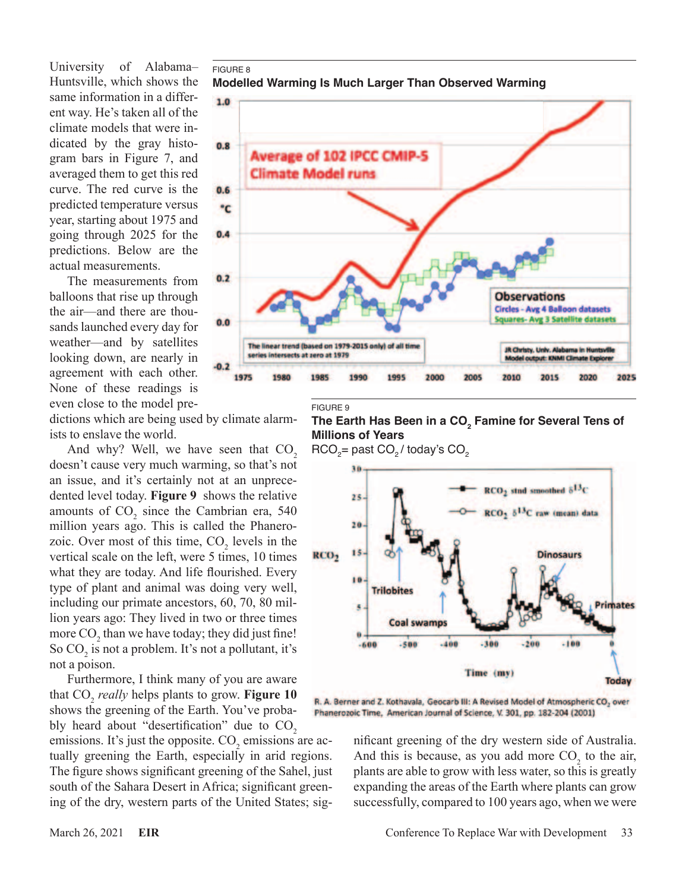University of Alabama–Huntsville, which shows the same information in a different way. He's taken all of the climate models that were indicated by the gray histogram bars in Figure 7, and averaged them to get this red curve. The red curve is the predicted temperature versus year, starting about 1975 and going through 2025 for the predictions. Below are the actual measurements.

The measurements from balloons that rise up through the air—and there are thousands launched every day for weather—and by satellites looking down, are nearly in agreement with each other. None of these readings is even close to the model predictions which are being used by climate alarmists to enslave the world.

FIGURE 8

**Modelled Warming Is Much Larger Than Observed Warming**

And why? Well, we have seen that $CO_2$ doesn't cause very much warming, so that's not an issue, and it's certainly not at an unprecedented level today. **Figure 9** shows the relative amounts of $CO_2$ since the Cambrian era, 540 million years ago. This is called the Phanerozoic. Over most of this time, $CO_2$ levels in the vertical scale on the left, were 5 times, 10 times what they are today. And life flourished. Every type of plant and animal was doing very well, including our primate ancestors, 60, 70, 80 million years ago: They lived in two or three times more $CO_2$ than we have today; they did just fine! So $CO_2$ is not a problem. It's not a pollutant, it's not a poison.

FIGURE 9

**The Earth Has Been in a $CO_2$ Famine for Several Tens of Millions of Years**

$RCO_2$= past $CO_2$ / today's $CO_2$

R. A. Berner and Z. Kothavala, Geocarb III: A Revised Model of Atmospheric $CO_2$ over Phanerozoic Time, American Journal of Science, V. 301, pp. 182-204 (2001)

Furthermore, I think many of you are aware that $CO_2$ *really* helps plants to grow. **Figure 10** shows the greening of the Earth. You've probably heard about "desertification" due to $CO_2$ emissions. It's just the opposite. $CO_2$ emissions are actually greening the Earth, especially in arid regions. The figure shows significant greening of the Sahel, just south of the Sahara Desert in Africa; significant greening of the dry, western parts of the United States; significant greening of the dry western side of Australia. And this is because, as you add more $CO_2$ to the air, plants are able to grow with less water, so this is greatly expanding the areas of the Earth where plants can grow successfully, compared to 100 years ago, when we were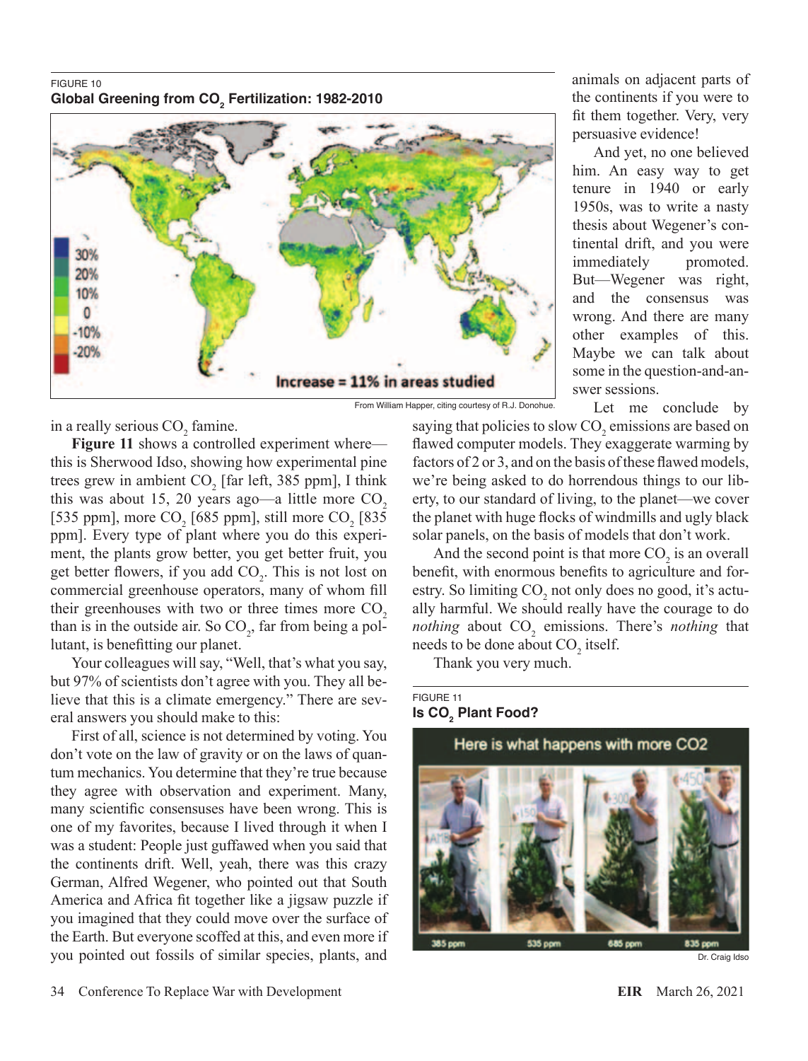FIGURE 10
**Global Greening from $CO_2$ Fertilization: 1982-2010**

30%
20%
10%
0
-10%
-20%

Increase = 11% in areas studied

From William Happer, citing courtesy of R.J. Donohue.

in a really serious $CO_2$ famine.

**Figure 11** shows a controlled experiment where—this is Sherwood Idso, showing how experimental pine trees grew in ambient $CO_2$ [far left, 385 ppm], I think this was about 15, 20 years ago—a little more $CO_2$ [535 ppm], more $CO_2$ [685 ppm], still more $CO_2$ [835 ppm]. Every type of plant where you do this experiment, the plants grow better, you get better fruit, you get better flowers, if you add $CO_2$. This is not lost on commercial greenhouse operators, many of whom fill their greenhouses with two or three times more $CO_2$ than is in the outside air. So $CO_2$, far from being a pollutant, is benefitting our planet.

Your colleagues will say, "Well, that's what you say, but 97% of scientists don't agree with you. They all believe that this is a climate emergency." There are several answers you should make to this:

First of all, science is not determined by voting. You don't vote on the law of gravity or on the laws of quantum mechanics. You determine that they're true because they agree with observation and experiment. Many, many scientific consensuses have been wrong. This is one of my favorites, because I lived through it when I was a student: People just guffawed when you said that the continents drift. Well, yeah, there was this crazy German, Alfred Wegener, who pointed out that South America and Africa fit together like a jigsaw puzzle if you imagined that they could move over the surface of the Earth. But everyone scoffed at this, and even more if you pointed out fossils of similar species, plants, and animals on adjacent parts of the continents if you were to fit them together. Very, very persuasive evidence!

And yet, no one believed him. An easy way to get tenure in 1940 or early 1950s, was to write a nasty thesis about Wegener's continental drift, and you were immediately promoted. But—Wegener was right, and the consensus was wrong. And there are many other examples of this. Maybe we can talk about some in the question-and-answer sessions.

Let me conclude by saying that policies to slow $CO_2$ emissions are based on flawed computer models. They exaggerate warming by factors of 2 or 3, and on the basis of these flawed models, we're being asked to do horrendous things to our liberty, to our standard of living, to the planet—we cover the planet with huge flocks of windmills and ugly black solar panels, on the basis of models that don't work.

And the second point is that more $CO_2$ is an overall benefit, with enormous benefits to agriculture and forestry. So limiting $CO_2$ not only does no good, it's actually harmful. We should really have the courage to do *nothing* about $CO_2$ emissions. There's *nothing* that needs to be done about $CO_2$ itself.

Thank you very much.

FIGURE 11
**Is $CO_2$ Plant Food?**

Here is what happens with more CO2

385 ppm
535 ppm
685 ppm
835 ppm

Dr. Craig Idso